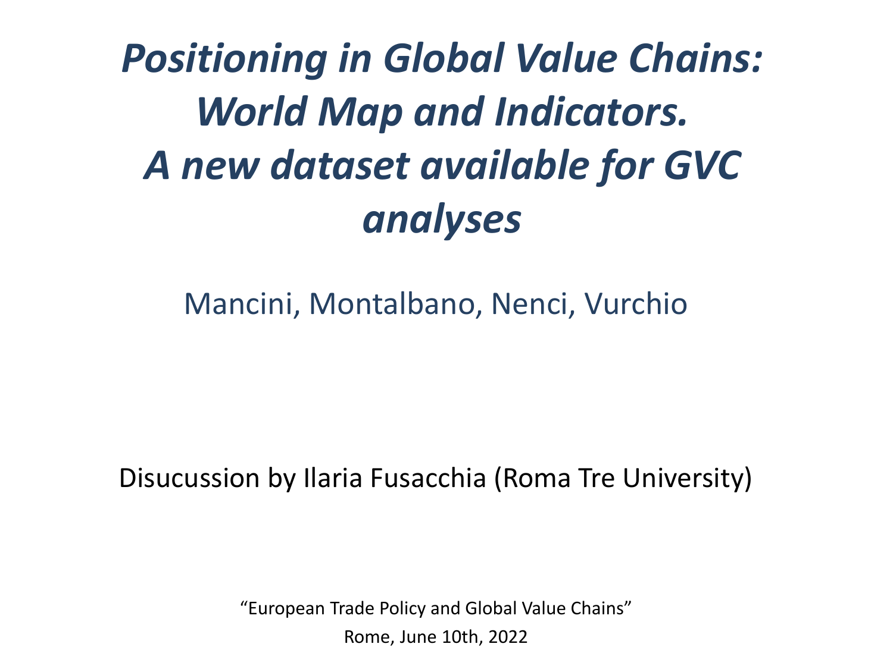# *Positioning in Global Value Chains: World Map and Indicators. A new dataset available for GVC analyses*

Mancini, Montalbano, Nenci, Vurchio

Disucussion by Ilaria Fusacchia (Roma Tre University)

"European Trade Policy and Global Value Chains"

Rome, June 10th, 2022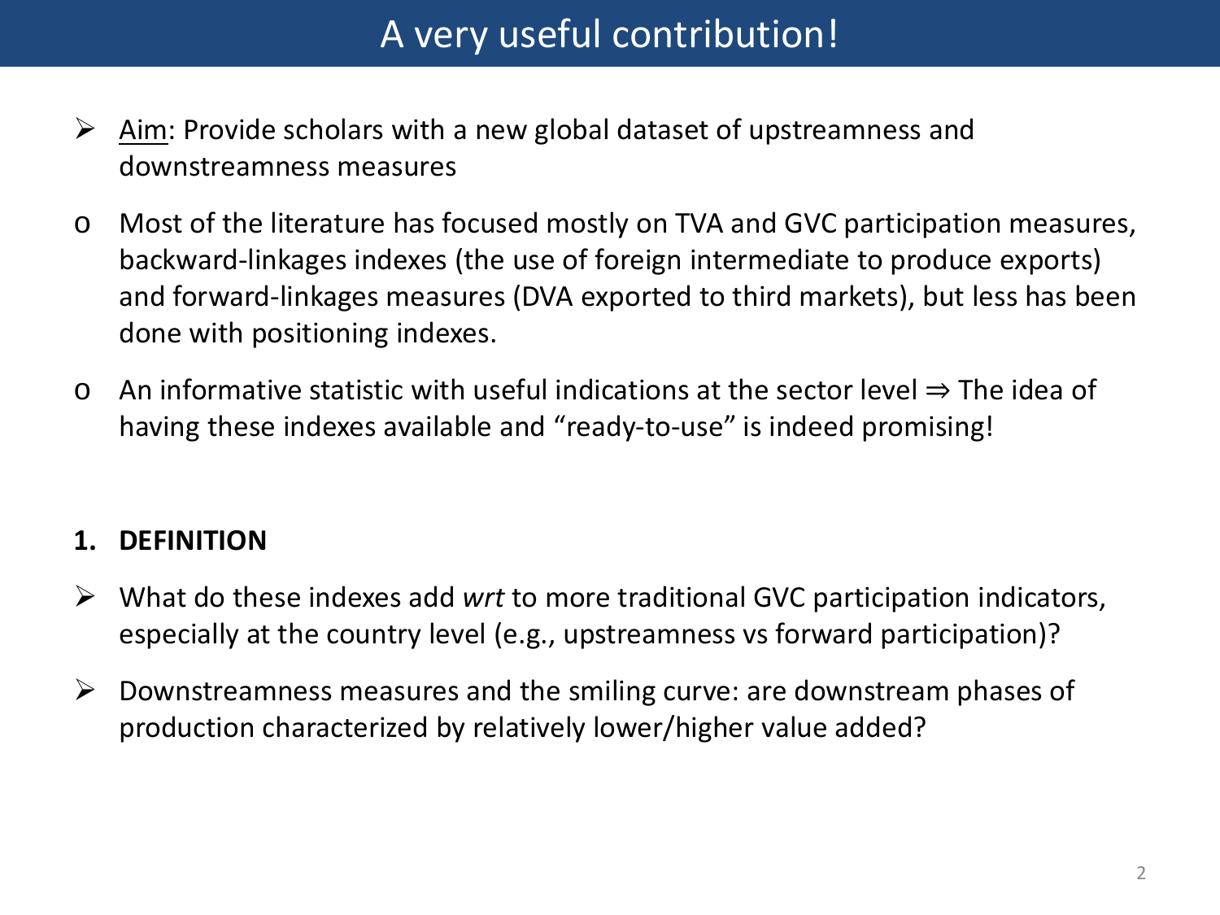# A very useful contribution!

- <u>Aim</u>: Provide scholars with a new global dataset of upstreamness and downstreamness measures

- Most of the literature has focused mostly on TVA and GVC participation measures, backward-linkages indexes (the use of foreign intermediate to produce exports) and forward-linkages measures (DVA exported to third markets), but less has been done with positioning indexes.
- An informative statistic with useful indications at the sector level ⇒ The idea of having these indexes available and "ready-to-use" is indeed promising!

## 1. DEFINITION

- What do these indexes add *wrt* to more traditional GVC participation indicators, especially at the country level (e.g., upstreamness vs forward participation)?
- Downstreamness measures and the smiling curve: are downstream phases of production characterized by relatively lower/higher value added?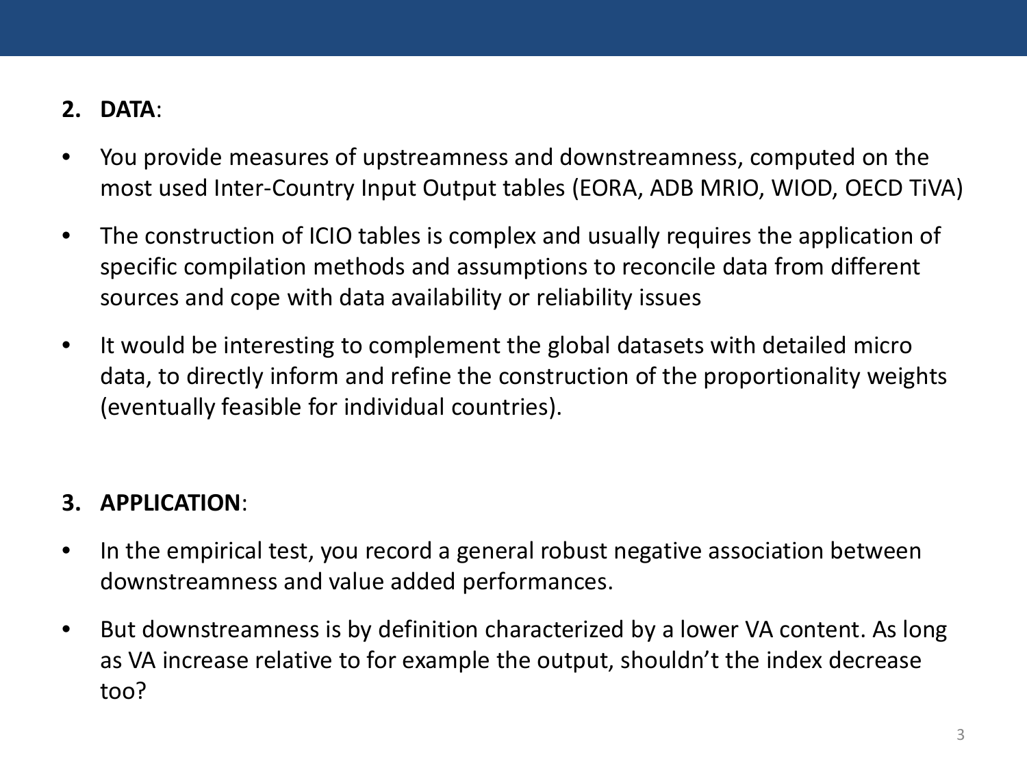## 2. **DATA**:

- You provide measures of upstreamness and downstreamness, computed on the most used Inter-Country Input Output tables (EORA, ADB MRIO, WIOD, OECD TiVA)
- The construction of ICIO tables is complex and usually requires the application of specific compilation methods and assumptions to reconcile data from different sources and cope with data availability or reliability issues
- It would be interesting to complement the global datasets with detailed micro data, to directly inform and refine the construction of the proportionality weights (eventually feasible for individual countries).

## 3. **APPLICATION**:

- In the empirical test, you record a general robust negative association between downstreamness and value added performances.
- But downstreamness is by definition characterized by a lower VA content. As long as VA increase relative to for example the output, shouldn't the index decrease too?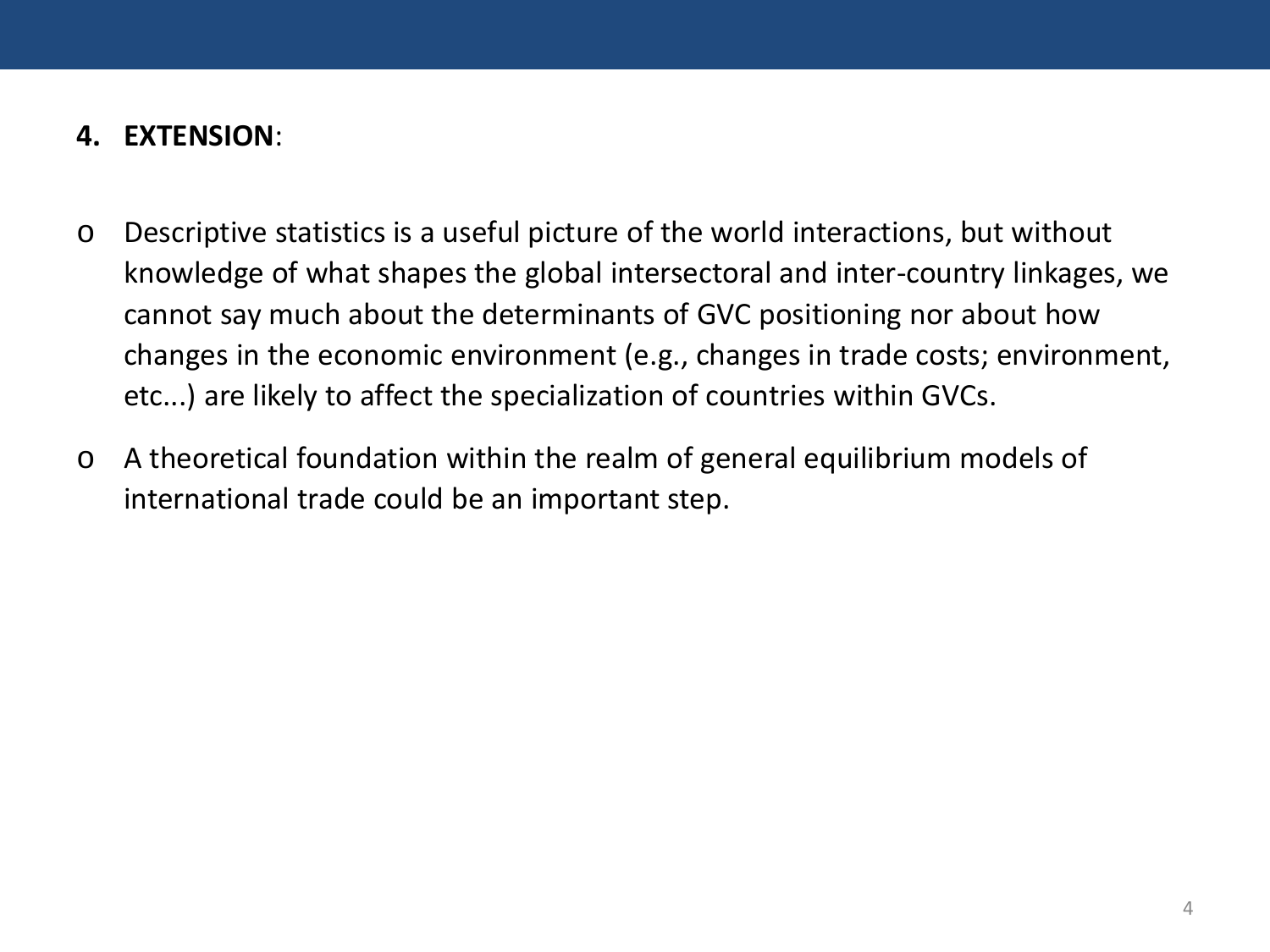**4. EXTENSION**:

- Descriptive statistics is a useful picture of the world interactions, but without knowledge of what shapes the global intersectoral and inter-country linkages, we cannot say much about the determinants of GVC positioning nor about how changes in the economic environment (e.g., changes in trade costs; environment, etc...) are likely to affect the specialization of countries within GVCs.
- A theoretical foundation within the realm of general equilibrium models of international trade could be an important step.